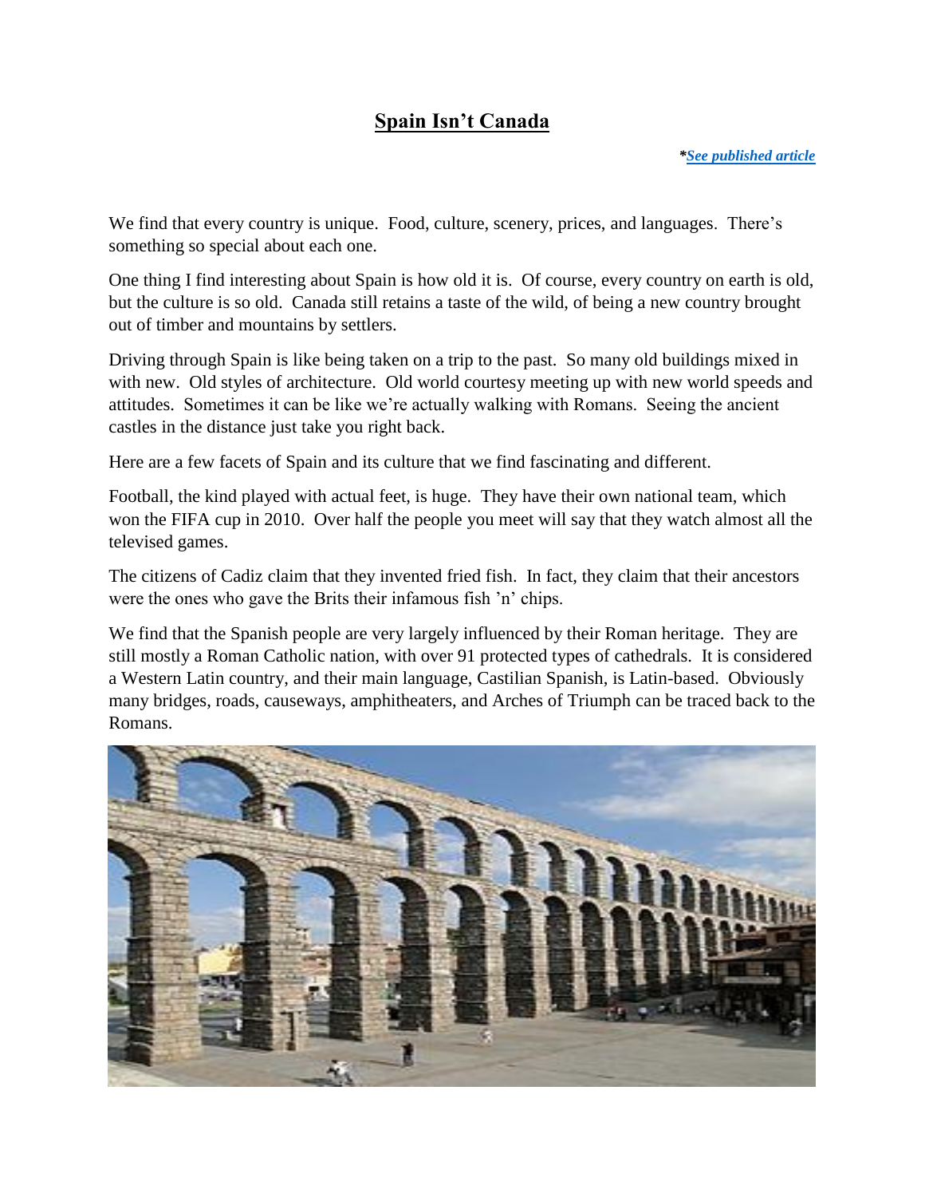# Spain Isn't Canada

***See published article***

We find that every country is unique. Food, culture, scenery, prices, and languages. There's something so special about each one.

One thing I find interesting about Spain is how old it is. Of course, every country on earth is old, but the culture is so old. Canada still retains a taste of the wild, of being a new country brought out of timber and mountains by settlers.

Driving through Spain is like being taken on a trip to the past. So many old buildings mixed in with new. Old styles of architecture. Old world courtesy meeting up with new world speeds and attitudes. Sometimes it can be like we're actually walking with Romans. Seeing the ancient castles in the distance just take you right back.

Here are a few facets of Spain and its culture that we find fascinating and different.

Football, the kind played with actual feet, is huge. They have their own national team, which won the FIFA cup in 2010. Over half the people you meet will say that they watch almost all the televised games.

The citizens of Cadiz claim that they invented fried fish. In fact, they claim that their ancestors were the ones who gave the Brits their infamous fish 'n' chips.

We find that the Spanish people are very largely influenced by their Roman heritage. They are still mostly a Roman Catholic nation, with over 91 protected types of cathedrals. It is considered a Western Latin country, and their main language, Castilian Spanish, is Latin-based. Obviously many bridges, roads, causeways, amphitheaters, and Arches of Triumph can be traced back to the Romans.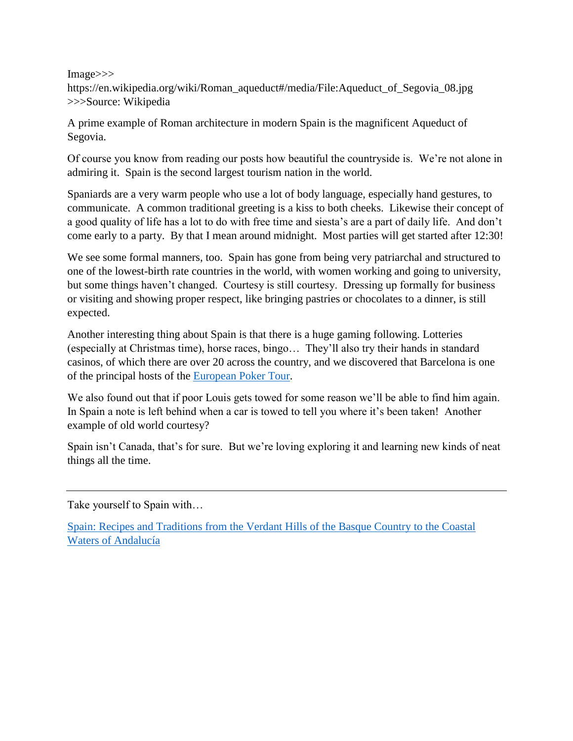Image>>>
https://en.wikipedia.org/wiki/Roman_aqueduct#/media/File:Aqueduct_of_Segovia_08.jpg
>>>Source: Wikipedia

A prime example of Roman architecture in modern Spain is the magnificent Aqueduct of Segovia.

Of course you know from reading our posts how beautiful the countryside is. We're not alone in admiring it. Spain is the second largest tourism nation in the world.

Spaniards are a very warm people who use a lot of body language, especially hand gestures, to communicate. A common traditional greeting is a kiss to both cheeks. Likewise their concept of a good quality of life has a lot to do with free time and siesta's are a part of daily life. And don't come early to a party. By that I mean around midnight. Most parties will get started after 12:30!

We see some formal manners, too. Spain has gone from being very patriarchal and structured to one of the lowest-birth rate countries in the world, with women working and going to university, but some things haven't changed. Courtesy is still courtesy. Dressing up formally for business or visiting and showing proper respect, like bringing pastries or chocolates to a dinner, is still expected.

Another interesting thing about Spain is that there is a huge gaming following. Lotteries (especially at Christmas time), horse races, bingo… They'll also try their hands in standard casinos, of which there are over 20 across the country, and we discovered that Barcelona is one of the principal hosts of the European Poker Tour.

We also found out that if poor Louis gets towed for some reason we'll be able to find him again. In Spain a note is left behind when a car is towed to tell you where it's been taken! Another example of old world courtesy?

Spain isn't Canada, that's for sure. But we're loving exploring it and learning new kinds of neat things all the time.

---

Take yourself to Spain with…

Spain: Recipes and Traditions from the Verdant Hills of the Basque Country to the Coastal Waters of Andalucía